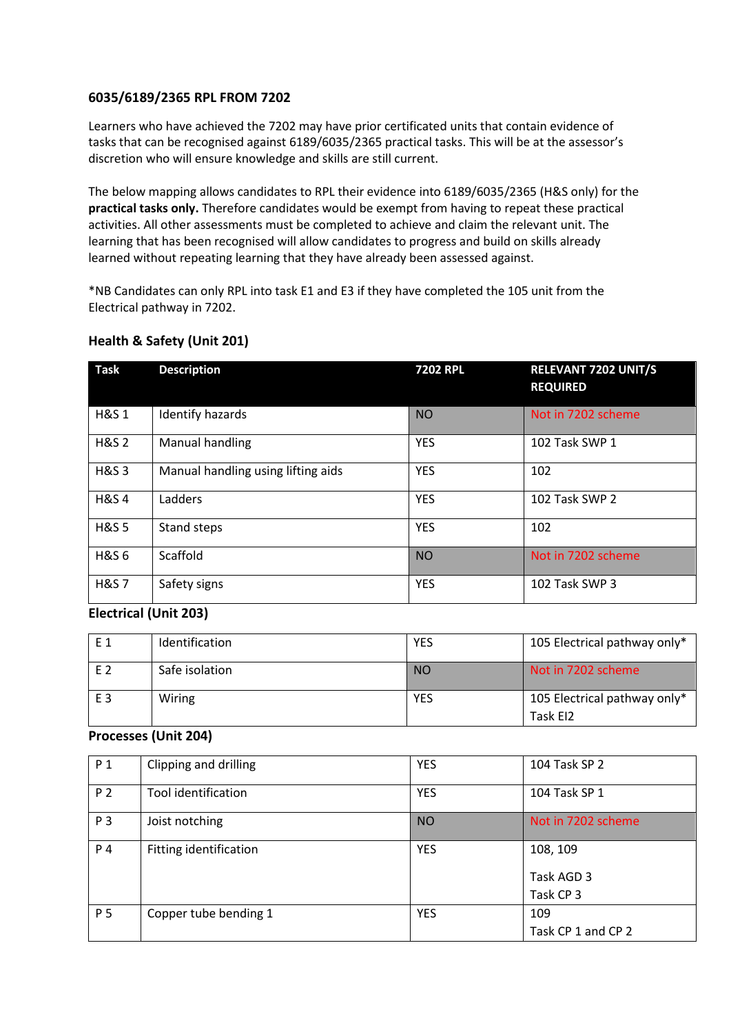## 6035/6189/2365 RPL FROM 7202

Learners who have achieved the 7202 may have prior certificated units that contain evidence of tasks that can be recognised against 6189/6035/2365 practical tasks. This will be at the assessor's discretion who will ensure knowledge and skills are still current.

The below mapping allows candidates to RPL their evidence into 6189/6035/2365 (H&S only) for the **practical tasks only.** Therefore candidates would be exempt from having to repeat these practical activities. All other assessments must be completed to achieve and claim the relevant unit. The learning that has been recognised will allow candidates to progress and build on skills already learned without repeating learning that they have already been assessed against.

*NB Candidates can only RPL into task E1 and E3 if they have completed the 105 unit from the Electrical pathway in 7202.

### Health & Safety (Unit 201)

| Task | Description | 7202 RPL | RELEVANT 7202 UNIT/S REQUIRED |
|---|---|---|---|
| H&S 1 | Identify hazards | NO | Not in 7202 scheme |
| H&S 2 | Manual handling | YES | 102 Task SWP 1 |
| H&S 3 | Manual handling using lifting aids | YES | 102 |
| H&S 4 | Ladders | YES | 102 Task SWP 2 |
| H&S 5 | Stand steps | YES | 102 |
| H&S 6 | Scaffold | NO | Not in 7202 scheme |
| H&S 7 | Safety signs | YES | 102 Task SWP 3 |

### Electrical (Unit 203)

| Task | Description | 7202 RPL | RELEVANT 7202 UNIT/S REQUIRED |
|---|---|---|---|
| E 1 | Identification | YES | 105 Electrical pathway only* |
| E 2 | Safe isolation | NO | Not in 7202 scheme |
| E 3 | Wiring | YES | 105 Electrical pathway only* Task EI2 |

### Processes (Unit 204)

| Task | Description | 7202 RPL | RELEVANT 7202 UNIT/S REQUIRED |
|---|---|---|---|
| P 1 | Clipping and drilling | YES | 104 Task SP 2 |
| P 2 | Tool identification | YES | 104 Task SP 1 |
| P 3 | Joist notching | NO | Not in 7202 scheme |
| P 4 | Fitting identification | YES | 108, 109<br>Task AGD 3<br>Task CP 3 |
| P 5 | Copper tube bending 1 | YES | 109<br>Task CP 1 and CP 2 |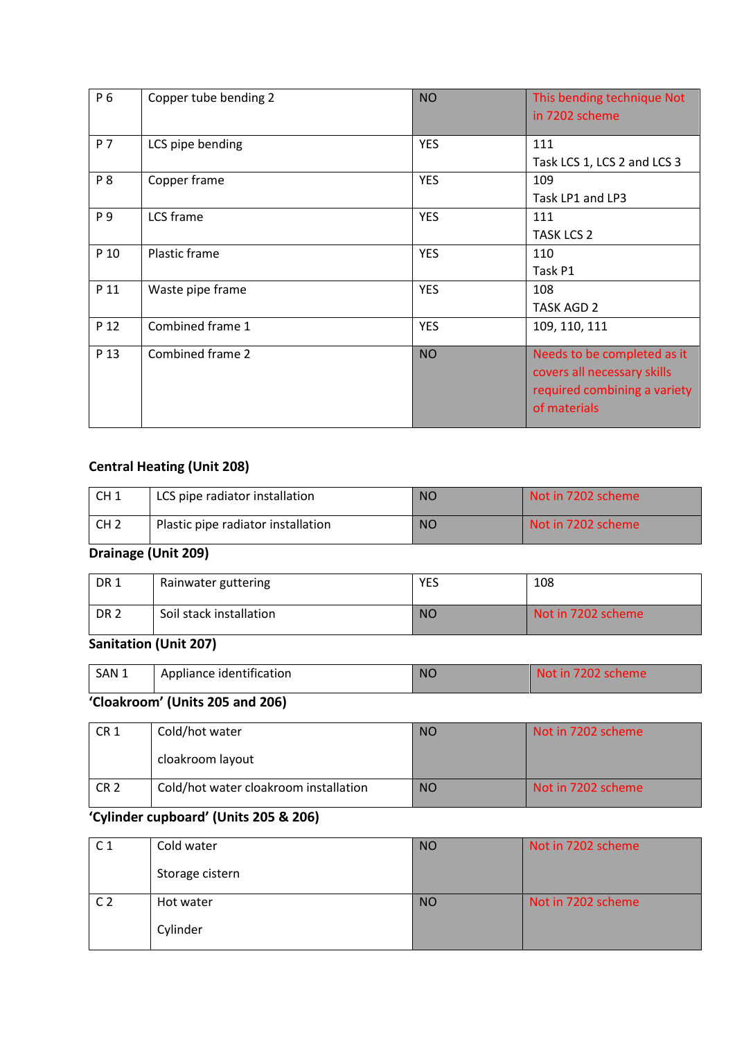| | | | |
|---|---|---|---|
| P 6 | Copper tube bending 2 | NO | This bending technique Not in 7202 scheme |
| P 7 | LCS pipe bending | YES | 111<br>Task LCS 1, LCS 2 and LCS 3 |
| P 8 | Copper frame | YES | 109<br>Task LP1 and LP3 |
| P 9 | LCS frame | YES | 111<br>TASK LCS 2 |
| P 10 | Plastic frame | YES | 110<br>Task P1 |
| P 11 | Waste pipe frame | YES | 108<br>TASK AGD 2 |
| P 12 | Combined frame 1 | YES | 109, 110, 111 |
| P 13 | Combined frame 2 | NO | Needs to be completed as it covers all necessary skills required combining a variety of materials |

**Central Heating (Unit 208)**

| | | | |
|---|---|---|---|
| CH 1 | LCS pipe radiator installation | NO | Not in 7202 scheme |
| CH 2 | Plastic pipe radiator installation | NO | Not in 7202 scheme |

**Drainage (Unit 209)**

| | | | |
|---|---|---|---|
| DR 1 | Rainwater guttering | YES | 108 |
| DR 2 | Soil stack installation | NO | Not in 7202 scheme |

**Sanitation (Unit 207)**

| | | | |
|---|---|---|---|
| SAN 1 | Appliance identification | NO | Not in 7202 scheme |

**'Cloakroom' (Units 205 and 206)**

| | | | |
|---|---|---|---|
| CR 1 | Cold/hot water<br>cloakroom layout | NO | Not in 7202 scheme |
| CR 2 | Cold/hot water cloakroom installation | NO | Not in 7202 scheme |

**'Cylinder cupboard' (Units 205 & 206)**

| | | | |
|---|---|---|---|
| C 1 | Cold water<br>Storage cistern | NO | Not in 7202 scheme |
| C 2 | Hot water<br>Cylinder | NO | Not in 7202 scheme |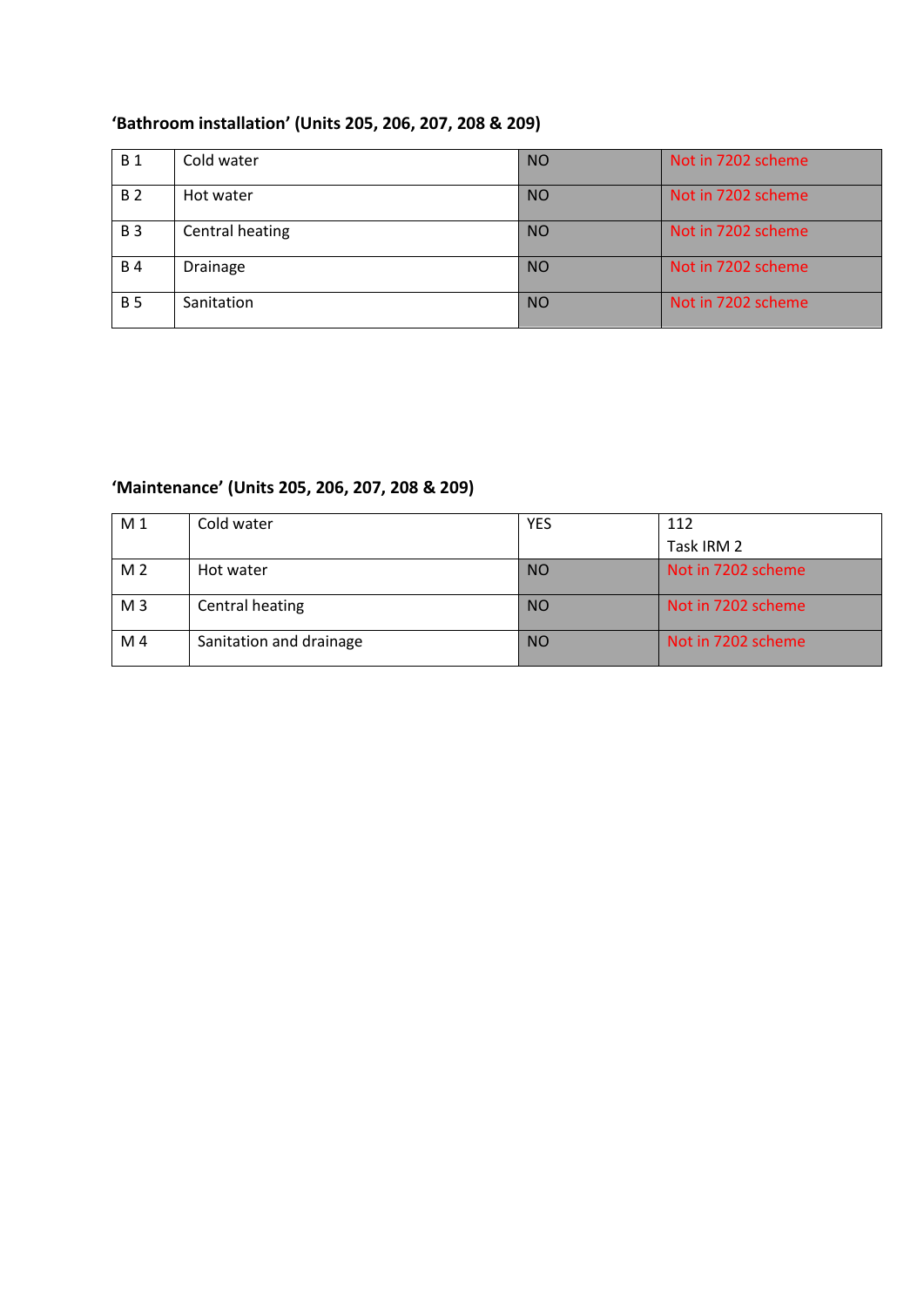**‘Bathroom installation’ (Units 205, 206, 207, 208 & 209)**

| | | | |
|---|---|---|---|
| B 1 | Cold water | NO | Not in 7202 scheme |
| B 2 | Hot water | NO | Not in 7202 scheme |
| B 3 | Central heating | NO | Not in 7202 scheme |
| B 4 | Drainage | NO | Not in 7202 scheme |
| B 5 | Sanitation | NO | Not in 7202 scheme |

**‘Maintenance’ (Units 205, 206, 207, 208 & 209)**

| | | | |
|---|---|---|---|
| M 1 | Cold water | YES | 112<br>Task IRM 2 |
| M 2 | Hot water | NO | Not in 7202 scheme |
| M 3 | Central heating | NO | Not in 7202 scheme |
| M 4 | Sanitation and drainage | NO | Not in 7202 scheme |